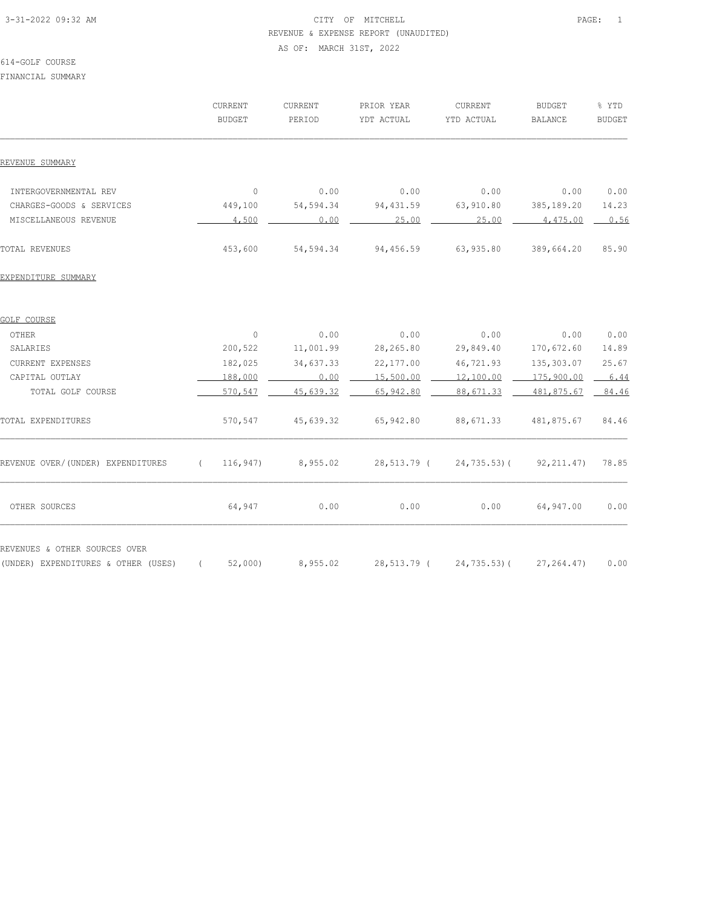3-31-2022 09:32 AM

# CITY OF MITCHELL

REVENUE & EXPENSE REPORT (UNAUDITED)

AS OF: MARCH 31ST, 2022

614-GOLF COURSE

FINANCIAL SUMMARY

| | CURRENT BUDGET | CURRENT PERIOD | PRIOR YEAR YDT ACTUAL | CURRENT YTD ACTUAL | BUDGET BALANCE | % YTD BUDGET |
|---|---|---|---|---|---|---|
| REVENUE SUMMARY | | | | | | |
| INTERGOVERNMENTAL REV | 0 | 0.00 | 0.00 | 0.00 | 0.00 | 0.00 |
| CHARGES-GOODS & SERVICES | 449,100 | 54,594.34 | 94,431.59 | 63,910.80 | 385,189.20 | 14.23 |
| MISCELLANEOUS REVENUE | 4,500 | 0.00 | 25.00 | 25.00 | 4,475.00 | 0.56 |
| TOTAL REVENUES | 453,600 | 54,594.34 | 94,456.59 | 63,935.80 | 389,664.20 | 85.90 |
| EXPENDITURE SUMMARY | | | | | | |
| GOLF COURSE | | | | | | |
| OTHER | 0 | 0.00 | 0.00 | 0.00 | 0.00 | 0.00 |
| SALARIES | 200,522 | 11,001.99 | 28,265.80 | 29,849.40 | 170,672.60 | 14.89 |
| CURRENT EXPENSES | 182,025 | 34,637.33 | 22,177.00 | 46,721.93 | 135,303.07 | 25.67 |
| CAPITAL OUTLAY | 188,000 | 0.00 | 15,500.00 | 12,100.00 | 175,900.00 | 6.44 |
| TOTAL GOLF COURSE | 570,547 | 45,639.32 | 65,942.80 | 88,671.33 | 481,875.67 | 84.46 |
| TOTAL EXPENDITURES | 570,547 | 45,639.32 | 65,942.80 | 88,671.33 | 481,875.67 | 84.46 |
| REVENUE OVER/(UNDER) EXPENDITURES | ( 116,947) | 8,955.02 | 28,513.79 | ( 24,735.53) | ( 92,211.47) | 78.85 |
| OTHER SOURCES | 64,947 | 0.00 | 0.00 | 0.00 | 64,947.00 | 0.00 |
| REVENUES & OTHER SOURCES OVER (UNDER) EXPENDITURES & OTHER (USES) | ( 52,000) | 8,955.02 | 28,513.79 | ( 24,735.53) | ( 27,264.47) | 0.00 |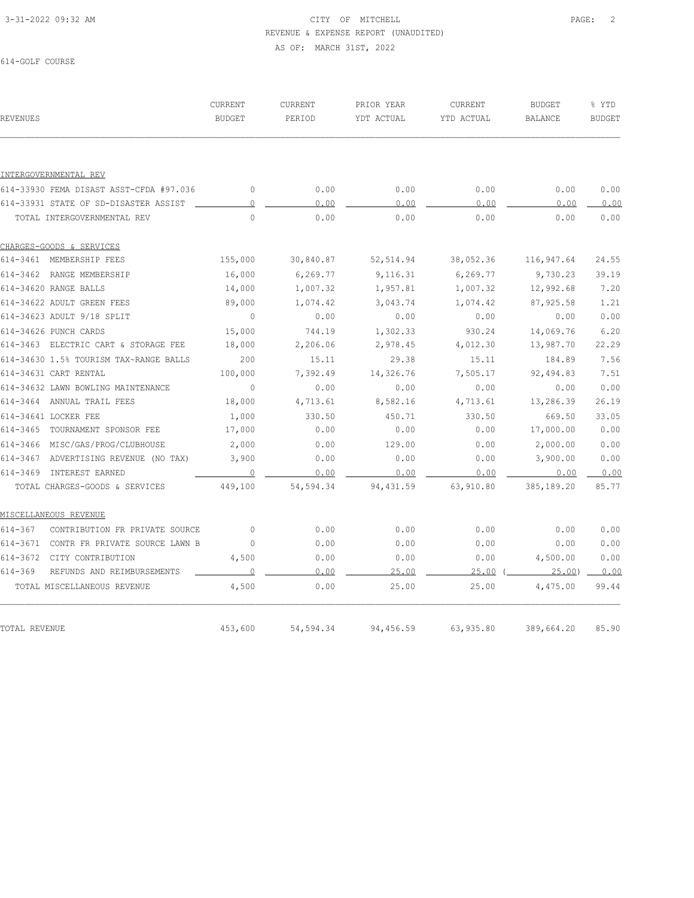CITY OF MITCHELL
REVENUE & EXPENSE REPORT (UNAUDITED)
AS OF: MARCH 31ST, 2022

614-GOLF COURSE

| REVENUES | CURRENT BUDGET | CURRENT PERIOD | PRIOR YEAR YDT ACTUAL | CURRENT YTD ACTUAL | BUDGET BALANCE | % YTD BUDGET |
|---|---|---|---|---|---|---|
| INTERGOVERNMENTAL REV | | | | | | |
| 614-33930 FEMA DISAST ASST-CFDA #97.036 | 0 | 0.00 | 0.00 | 0.00 | 0.00 | 0.00 |
| 614-33931 STATE OF SD-DISASTER ASSIST | 0 | 0.00 | 0.00 | 0.00 | 0.00 | 0.00 |
| TOTAL INTERGOVERNMENTAL REV | 0 | 0.00 | 0.00 | 0.00 | 0.00 | 0.00 |
| CHARGES-GOODS & SERVICES | | | | | | |
| 614-3461 MEMBERSHIP FEES | 155,000 | 30,840.87 | 52,514.94 | 38,052.36 | 116,947.64 | 24.55 |
| 614-3462 RANGE MEMBERSHIP | 16,000 | 6,269.77 | 9,116.31 | 6,269.77 | 9,730.23 | 39.19 |
| 614-34620 RANGE BALLS | 14,000 | 1,007.32 | 1,957.81 | 1,007.32 | 12,992.68 | 7.20 |
| 614-34622 ADULT GREEN FEES | 89,000 | 1,074.42 | 3,043.74 | 1,074.42 | 87,925.58 | 1.21 |
| 614-34623 ADULT 9/18 SPLIT | 0 | 0.00 | 0.00 | 0.00 | 0.00 | 0.00 |
| 614-34626 PUNCH CARDS | 15,000 | 744.19 | 1,302.33 | 930.24 | 14,069.76 | 6.20 |
| 614-3463 ELECTRIC CART & STORAGE FEE | 18,000 | 2,206.06 | 2,978.45 | 4,012.30 | 13,987.70 | 22.29 |
| 614-34630 1.5% TOURISM TAX~RANGE BALLS | 200 | 15.11 | 29.38 | 15.11 | 184.89 | 7.56 |
| 614-34631 CART RENTAL | 100,000 | 7,392.49 | 14,326.76 | 7,505.17 | 92,494.83 | 7.51 |
| 614-34632 LAWN BOWLING MAINTENANCE | 0 | 0.00 | 0.00 | 0.00 | 0.00 | 0.00 |
| 614-3464 ANNUAL TRAIL FEES | 18,000 | 4,713.61 | 8,582.16 | 4,713.61 | 13,286.39 | 26.19 |
| 614-34641 LOCKER FEE | 1,000 | 330.50 | 450.71 | 330.50 | 669.50 | 33.05 |
| 614-3465 TOURNAMENT SPONSOR FEE | 17,000 | 0.00 | 0.00 | 0.00 | 17,000.00 | 0.00 |
| 614-3466 MISC/GAS/PROG/CLUBHOUSE | 2,000 | 0.00 | 129.00 | 0.00 | 2,000.00 | 0.00 |
| 614-3467 ADVERTISING REVENUE (NO TAX) | 3,900 | 0.00 | 0.00 | 0.00 | 3,900.00 | 0.00 |
| 614-3469 INTEREST EARNED | 0 | 0.00 | 0.00 | 0.00 | 0.00 | 0.00 |
| TOTAL CHARGES-GOODS & SERVICES | 449,100 | 54,594.34 | 94,431.59 | 63,910.80 | 385,189.20 | 85.77 |
| MISCELLANEOUS REVENUE | | | | | | |
| 614-367 CONTRIBUTION FR PRIVATE SOURCE | 0 | 0.00 | 0.00 | 0.00 | 0.00 | 0.00 |
| 614-3671 CONTR FR PRIVATE SOURCE LAWN B | 0 | 0.00 | 0.00 | 0.00 | 0.00 | 0.00 |
| 614-3672 CITY CONTRIBUTION | 4,500 | 0.00 | 0.00 | 0.00 | 4,500.00 | 0.00 |
| 614-369 REFUNDS AND REIMBURSEMENTS | 0 | 0.00 | 25.00 | 25.00 | ( 25.00) | 0.00 |
| TOTAL MISCELLANEOUS REVENUE | 4,500 | 0.00 | 25.00 | 25.00 | 4,475.00 | 99.44 |
| TOTAL REVENUE | 453,600 | 54,594.34 | 94,456.59 | 63,935.80 | 389,664.20 | 85.90 |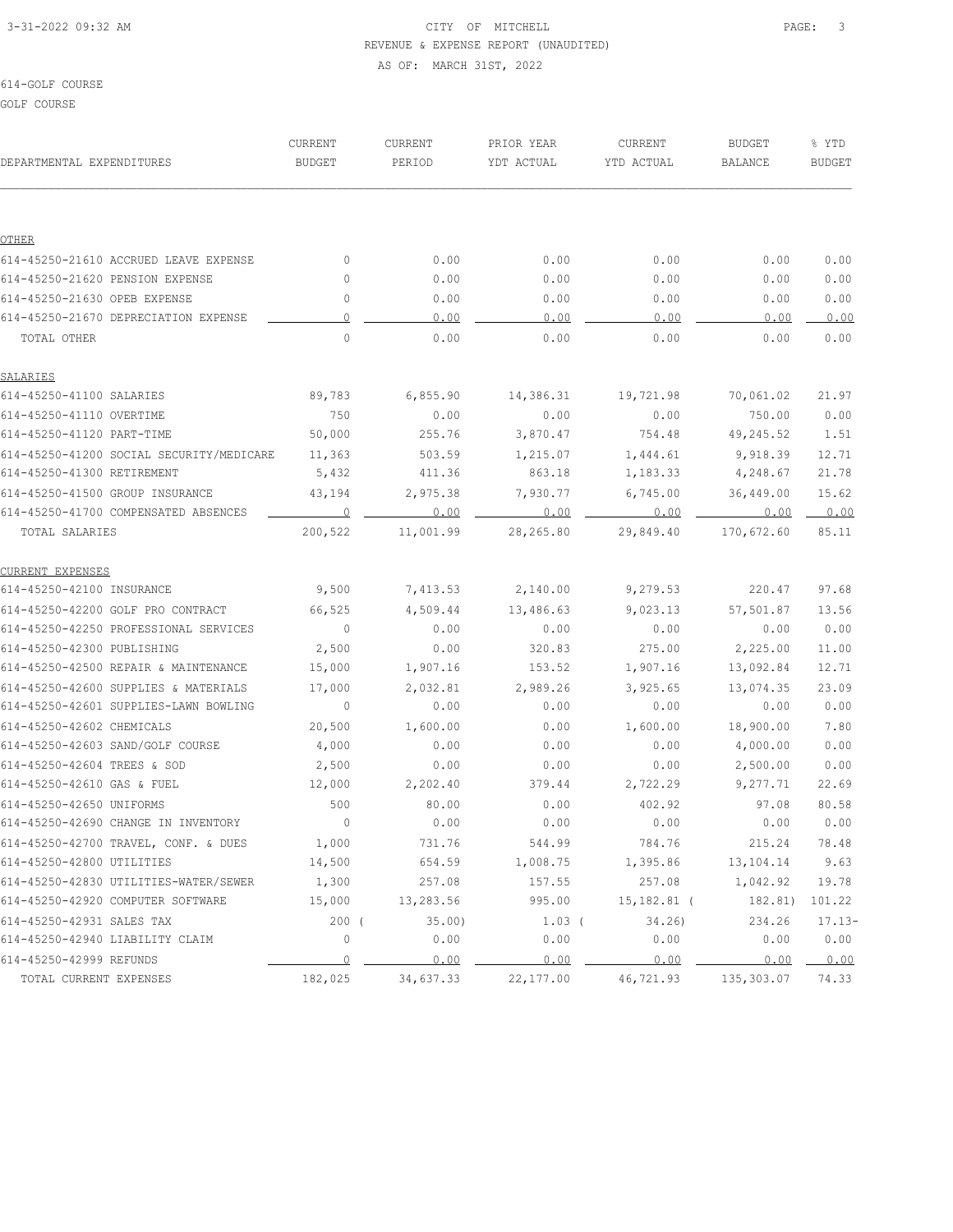CITY OF MITCHELL

REVENUE & EXPENSE REPORT (UNAUDITED)

AS OF: MARCH 31ST, 2022

614-GOLF COURSE

GOLF COURSE

| DEPARTMENTAL EXPENDITURES | CURRENT BUDGET | CURRENT PERIOD | PRIOR YEAR YTD ACTUAL | CURRENT YTD ACTUAL | BUDGET BALANCE | % YTD BUDGET |
|---|---|---|---|---|---|---|
| **OTHER** | | | | | | |
| 614-45250-21610 ACCRUED LEAVE EXPENSE | 0 | 0.00 | 0.00 | 0.00 | 0.00 | 0.00 |
| 614-45250-21620 PENSION EXPENSE | 0 | 0.00 | 0.00 | 0.00 | 0.00 | 0.00 |
| 614-45250-21630 OPEB EXPENSE | 0 | 0.00 | 0.00 | 0.00 | 0.00 | 0.00 |
| 614-45250-21670 DEPRECIATION EXPENSE | 0 | 0.00 | 0.00 | 0.00 | 0.00 | 0.00 |
| TOTAL OTHER | 0 | 0.00 | 0.00 | 0.00 | 0.00 | 0.00 |
| **SALARIES** | | | | | | |
| 614-45250-41100 SALARIES | 89,783 | 6,855.90 | 14,386.31 | 19,721.98 | 70,061.02 | 21.97 |
| 614-45250-41110 OVERTIME | 750 | 0.00 | 0.00 | 0.00 | 750.00 | 0.00 |
| 614-45250-41120 PART-TIME | 50,000 | 255.76 | 3,870.47 | 754.48 | 49,245.52 | 1.51 |
| 614-45250-41200 SOCIAL SECURITY/MEDICARE | 11,363 | 503.59 | 1,215.07 | 1,444.61 | 9,918.39 | 12.71 |
| 614-45250-41300 RETIREMENT | 5,432 | 411.36 | 863.18 | 1,183.33 | 4,248.67 | 21.78 |
| 614-45250-41500 GROUP INSURANCE | 43,194 | 2,975.38 | 7,930.77 | 6,745.00 | 36,449.00 | 15.62 |
| 614-45250-41700 COMPENSATED ABSENCES | 0 | 0.00 | 0.00 | 0.00 | 0.00 | 0.00 |
| TOTAL SALARIES | 200,522 | 11,001.99 | 28,265.80 | 29,849.40 | 170,672.60 | 85.11 |
| **CURRENT EXPENSES** | | | | | | |
| 614-45250-42100 INSURANCE | 9,500 | 7,413.53 | 2,140.00 | 9,279.53 | 220.47 | 97.68 |
| 614-45250-42200 GOLF PRO CONTRACT | 66,525 | 4,509.44 | 13,486.63 | 9,023.13 | 57,501.87 | 13.56 |
| 614-45250-42250 PROFESSIONAL SERVICES | 0 | 0.00 | 0.00 | 0.00 | 0.00 | 0.00 |
| 614-45250-42300 PUBLISHING | 2,500 | 0.00 | 320.83 | 275.00 | 2,225.00 | 11.00 |
| 614-45250-42500 REPAIR & MAINTENANCE | 15,000 | 1,907.16 | 153.52 | 1,907.16 | 13,092.84 | 12.71 |
| 614-45250-42600 SUPPLIES & MATERIALS | 17,000 | 2,032.81 | 2,989.26 | 3,925.65 | 13,074.35 | 23.09 |
| 614-45250-42601 SUPPLIES-LAWN BOWLING | 0 | 0.00 | 0.00 | 0.00 | 0.00 | 0.00 |
| 614-45250-42602 CHEMICALS | 20,500 | 1,600.00 | 0.00 | 1,600.00 | 18,900.00 | 7.80 |
| 614-45250-42603 SAND/GOLF COURSE | 4,000 | 0.00 | 0.00 | 0.00 | 4,000.00 | 0.00 |
| 614-45250-42604 TREES & SOD | 2,500 | 0.00 | 0.00 | 0.00 | 2,500.00 | 0.00 |
| 614-45250-42610 GAS & FUEL | 12,000 | 2,202.40 | 379.44 | 2,722.29 | 9,277.71 | 22.69 |
| 614-45250-42650 UNIFORMS | 500 | 80.00 | 0.00 | 402.92 | 97.08 | 80.58 |
| 614-45250-42690 CHANGE IN INVENTORY | 0 | 0.00 | 0.00 | 0.00 | 0.00 | 0.00 |
| 614-45250-42700 TRAVEL, CONF. & DUES | 1,000 | 731.76 | 544.99 | 784.76 | 215.24 | 78.48 |
| 614-45250-42800 UTILITIES | 14,500 | 654.59 | 1,008.75 | 1,395.86 | 13,104.14 | 9.63 |
| 614-45250-42830 UTILITIES-WATER/SEWER | 1,300 | 257.08 | 157.55 | 257.08 | 1,042.92 | 19.78 |
| 614-45250-42920 COMPUTER SOFTWARE | 15,000 | 13,283.56 | 995.00 | 15,182.81 | ( 182.81) | 101.22 |
| 614-45250-42931 SALES TAX | 200 | ( 35.00) | 1.03 | ( 34.26) | 234.26 | 17.13- |
| 614-45250-42940 LIABILITY CLAIM | 0 | 0.00 | 0.00 | 0.00 | 0.00 | 0.00 |
| 614-45250-42999 REFUNDS | 0 | 0.00 | 0.00 | 0.00 | 0.00 | 0.00 |
| TOTAL CURRENT EXPENSES | 182,025 | 34,637.33 | 22,177.00 | 46,721.93 | 135,303.07 | 74.33 |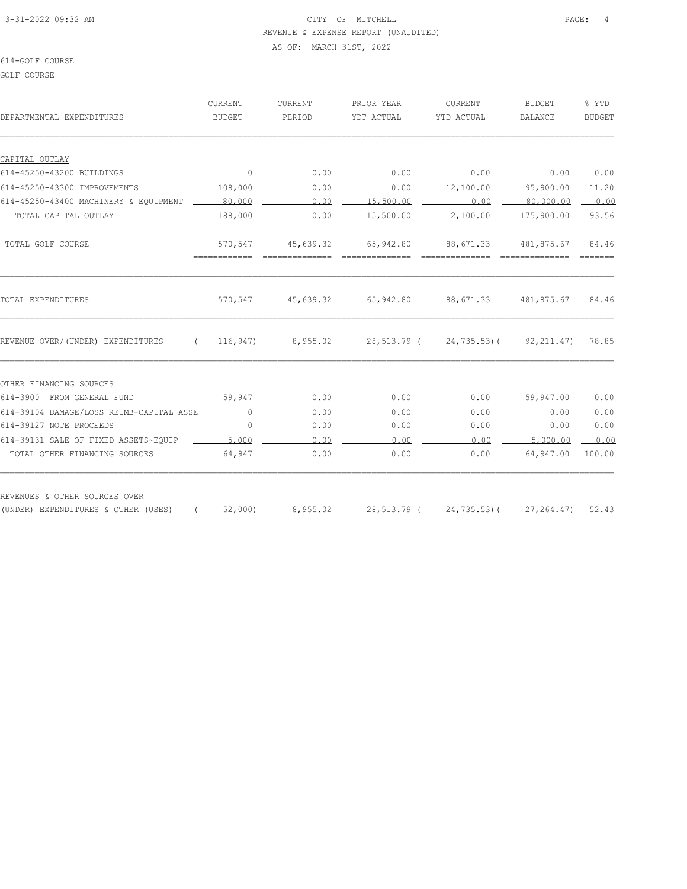3-31-2022 09:32 AM CITY OF MITCHELL

REVENUE & EXPENSE REPORT (UNAUDITED)

AS OF: MARCH 31ST, 2022

614-GOLF COURSE

GOLF COURSE

| DEPARTMENTAL EXPENDITURES | CURRENT BUDGET | CURRENT PERIOD | PRIOR YEAR YTD ACTUAL | CURRENT YTD ACTUAL | BUDGET BALANCE | % YTD BUDGET |
|---|---|---|---|---|---|---|
| CAPITAL OUTLAY | | | | | | |
| 614-45250-43200 BUILDINGS | 0 | 0.00 | 0.00 | 0.00 | 0.00 | 0.00 |
| 614-45250-43300 IMPROVEMENTS | 108,000 | 0.00 | 0.00 | 12,100.00 | 95,900.00 | 11.20 |
| 614-45250-43400 MACHINERY & EQUIPMENT | 80,000 | 0.00 | 15,500.00 | 0.00 | 80,000.00 | 0.00 |
| TOTAL CAPITAL OUTLAY | 188,000 | 0.00 | 15,500.00 | 12,100.00 | 175,900.00 | 93.56 |
| TOTAL GOLF COURSE | 570,547 | 45,639.32 | 65,942.80 | 88,671.33 | 481,875.67 | 84.46 |
| TOTAL EXPENDITURES | 570,547 | 45,639.32 | 65,942.80 | 88,671.33 | 481,875.67 | 84.46 |
| REVENUE OVER/(UNDER) EXPENDITURES | ( 116,947) | 8,955.02 | 28,513.79 | ( 24,735.53) | ( 92,211.47) | 78.85 |
| OTHER FINANCING SOURCES | | | | | | |
| 614-3900 FROM GENERAL FUND | 59,947 | 0.00 | 0.00 | 0.00 | 59,947.00 | 0.00 |
| 614-39104 DAMAGE/LOSS REIMB-CAPITAL ASSE | 0 | 0.00 | 0.00 | 0.00 | 0.00 | 0.00 |
| 614-39127 NOTE PROCEEDS | 0 | 0.00 | 0.00 | 0.00 | 0.00 | 0.00 |
| 614-39131 SALE OF FIXED ASSETS~EQUIP | 5,000 | 0.00 | 0.00 | 0.00 | 5,000.00 | 0.00 |
| TOTAL OTHER FINANCING SOURCES | 64,947 | 0.00 | 0.00 | 0.00 | 64,947.00 | 100.00 |
| REVENUES & OTHER SOURCES OVER (UNDER) EXPENDITURES & OTHER (USES) | ( 52,000) | 8,955.02 | 28,513.79 | ( 24,735.53) | ( 27,264.47) | 52.43 |